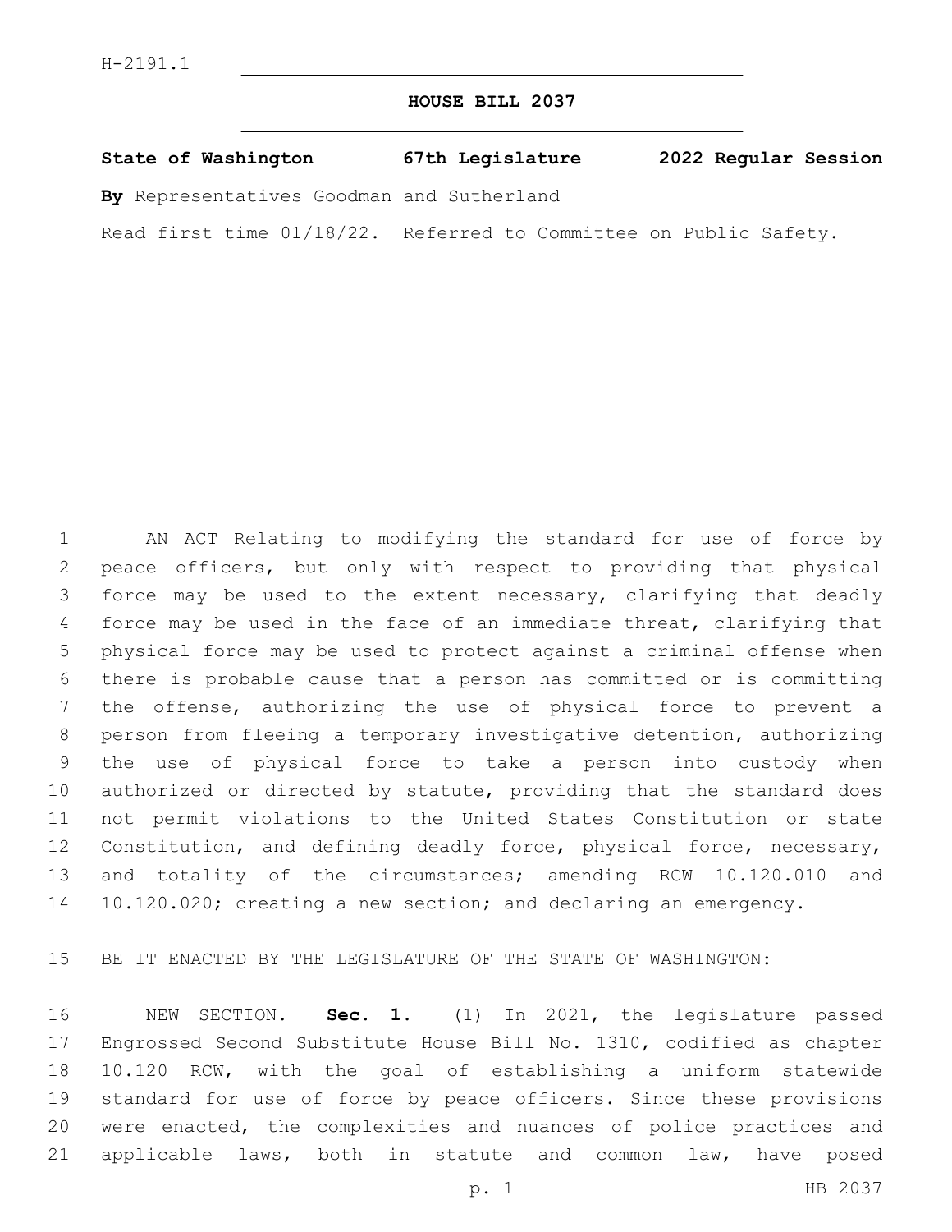H-2191.1

# HOUSE BILL 2037

**State of Washington 67th Legislature 2022 Regular Session**

**By** Representatives Goodman and Sutherland

Read first time 01/18/22. Referred to Committee on Public Safety.

AN ACT Relating to modifying the standard for use of force by peace officers, but only with respect to providing that physical force may be used to the extent necessary, clarifying that deadly force may be used in the face of an immediate threat, clarifying that physical force may be used to protect against a criminal offense when there is probable cause that a person has committed or is committing the offense, authorizing the use of physical force to prevent a person from fleeing a temporary investigative detention, authorizing the use of physical force to take a person into custody when authorized or directed by statute, providing that the standard does not permit violations to the United States Constitution or state Constitution, and defining deadly force, physical force, necessary, and totality of the circumstances; amending RCW 10.120.010 and 10.120.020; creating a new section; and declaring an emergency.

BE IT ENACTED BY THE LEGISLATURE OF THE STATE OF WASHINGTON:

NEW SECTION. **Sec. 1.** (1) In 2021, the legislature passed Engrossed Second Substitute House Bill No. 1310, codified as chapter 10.120 RCW, with the goal of establishing a uniform statewide standard for use of force by peace officers. Since these provisions were enacted, the complexities and nuances of police practices and applicable laws, both in statute and common law, have posed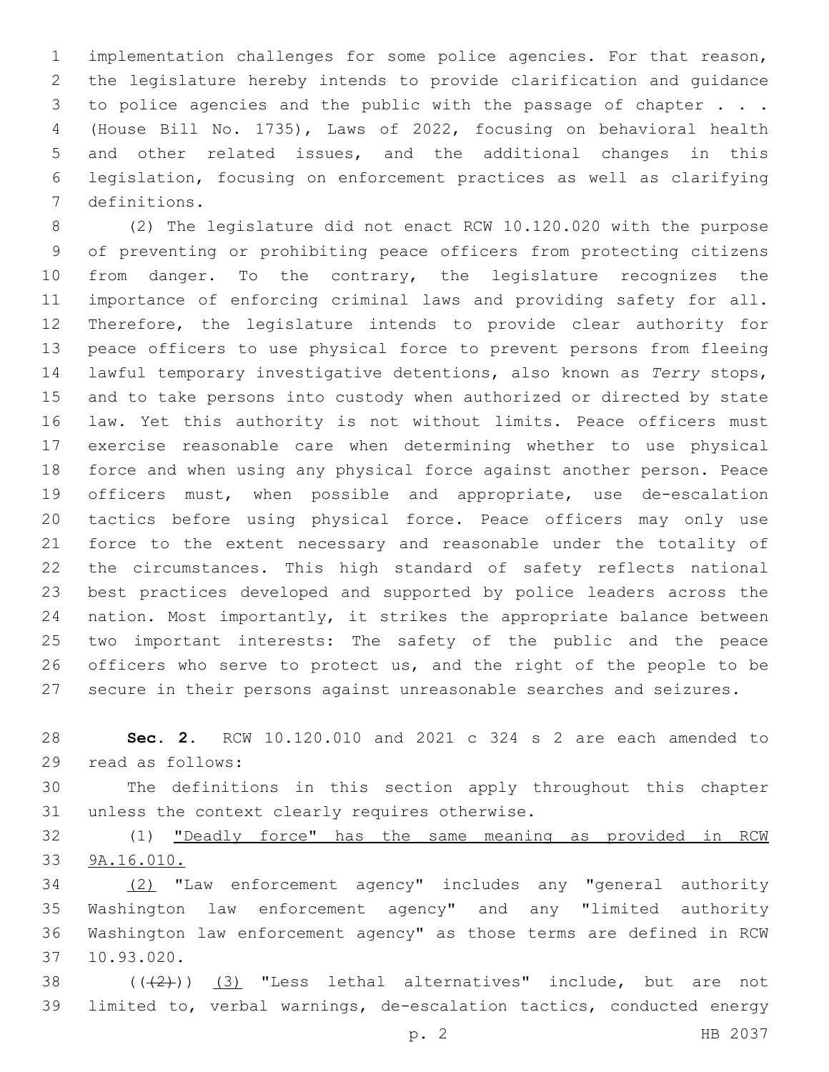implementation challenges for some police agencies. For that reason, the legislature hereby intends to provide clarification and guidance to police agencies and the public with the passage of chapter . . . (House Bill No. 1735), Laws of 2022, focusing on behavioral health and other related issues, and the additional changes in this legislation, focusing on enforcement practices as well as clarifying definitions.

(2) The legislature did not enact RCW 10.120.020 with the purpose of preventing or prohibiting peace officers from protecting citizens from danger. To the contrary, the legislature recognizes the importance of enforcing criminal laws and providing safety for all. Therefore, the legislature intends to provide clear authority for peace officers to use physical force to prevent persons from fleeing lawful temporary investigative detentions, also known as *Terry* stops, and to take persons into custody when authorized or directed by state law. Yet this authority is not without limits. Peace officers must exercise reasonable care when determining whether to use physical force and when using any physical force against another person. Peace officers must, when possible and appropriate, use de-escalation tactics before using physical force. Peace officers may only use force to the extent necessary and reasonable under the totality of the circumstances. This high standard of safety reflects national best practices developed and supported by police leaders across the nation. Most importantly, it strikes the appropriate balance between two important interests: The safety of the public and the peace officers who serve to protect us, and the right of the people to be secure in their persons against unreasonable searches and seizures.

**Sec. 2.** RCW 10.120.010 and 2021 c 324 s 2 are each amended to read as follows:

The definitions in this section apply throughout this chapter unless the context clearly requires otherwise.

(1) <u>"Deadly force" has the same meaning as provided in RCW 9A.16.010.</u>

<u>(2)</u> "Law enforcement agency" includes any "general authority Washington law enforcement agency" and any "limited authority Washington law enforcement agency" as those terms are defined in RCW 10.93.020.

~~((2))~~ <u>(3)</u> "Less lethal alternatives" include, but are not limited to, verbal warnings, de-escalation tactics, conducted energy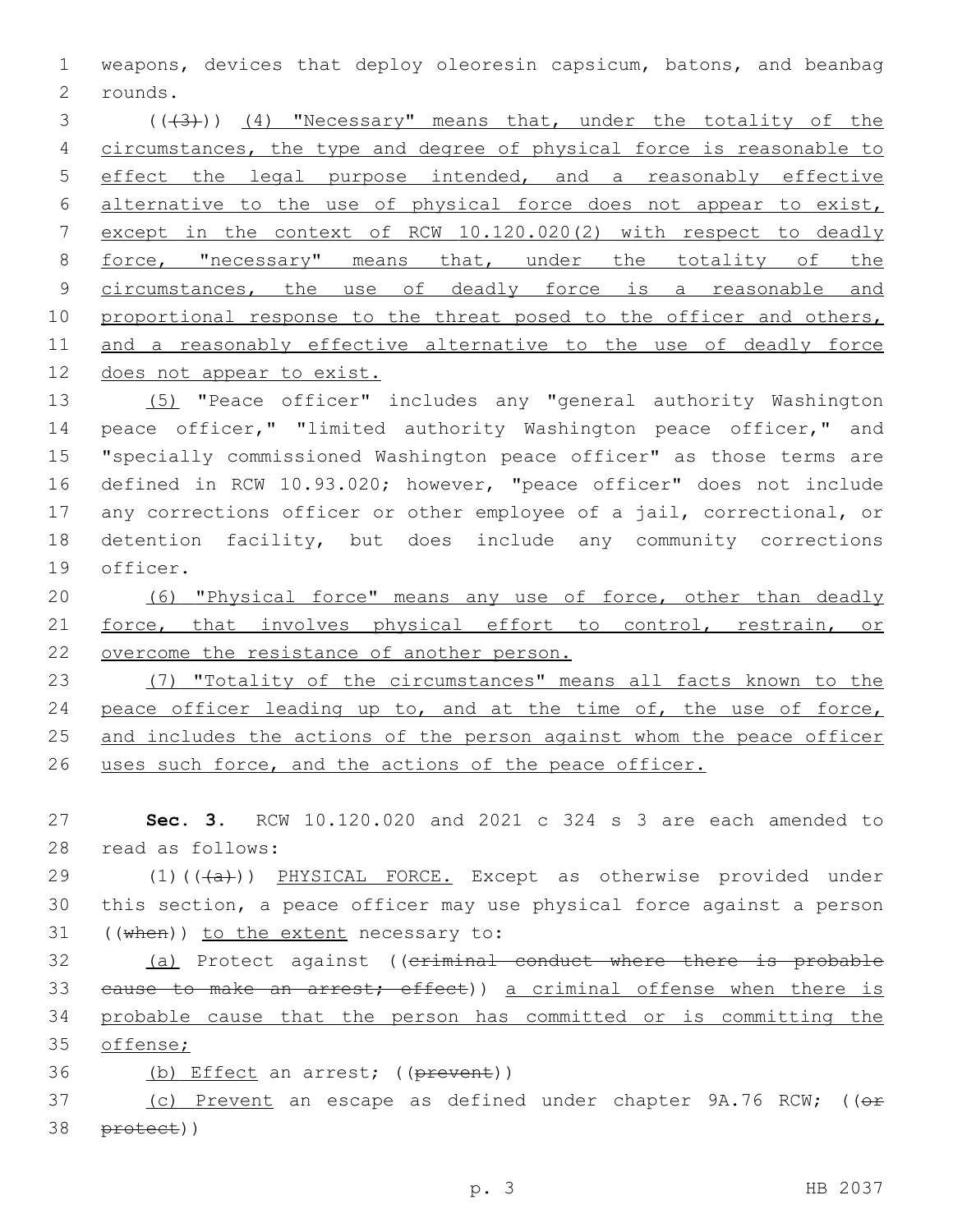weapons, devices that deploy oleoresin capsicum, batons, and beanbag rounds.

((~~(3)~~)) (4) "Necessary" means that, under the totality of the circumstances, the type and degree of physical force is reasonable to effect the legal purpose intended, and a reasonably effective alternative to the use of physical force does not appear to exist, except in the context of RCW 10.120.020(2) with respect to deadly force, "necessary" means that, under the totality of the circumstances, the use of deadly force is a reasonable and proportional response to the threat posed to the officer and others, and a reasonably effective alternative to the use of deadly force does not appear to exist.

(5) "Peace officer" includes any "general authority Washington peace officer," "limited authority Washington peace officer," and "specially commissioned Washington peace officer" as those terms are defined in RCW 10.93.020; however, "peace officer" does not include any corrections officer or other employee of a jail, correctional, or detention facility, but does include any community corrections officer.

(6) "Physical force" means any use of force, other than deadly force, that involves physical effort to control, restrain, or overcome the resistance of another person.

(7) "Totality of the circumstances" means all facts known to the peace officer leading up to, and at the time of, the use of force, and includes the actions of the person against whom the peace officer uses such force, and the actions of the peace officer.

**Sec. 3.** RCW 10.120.020 and 2021 c 324 s 3 are each amended to read as follows:

(1)((~~(a)~~)) PHYSICAL FORCE. Except as otherwise provided under this section, a peace officer may use physical force against a person ((~~when~~)) to the extent necessary to:

(a) Protect against ((~~criminal conduct where there is probable cause to make an arrest; effect~~)) a criminal offense when there is probable cause that the person has committed or is committing the offense;

(b) Effect an arrest; ((~~prevent~~))

(c) Prevent an escape as defined under chapter 9A.76 RCW; ((~~or protect~~))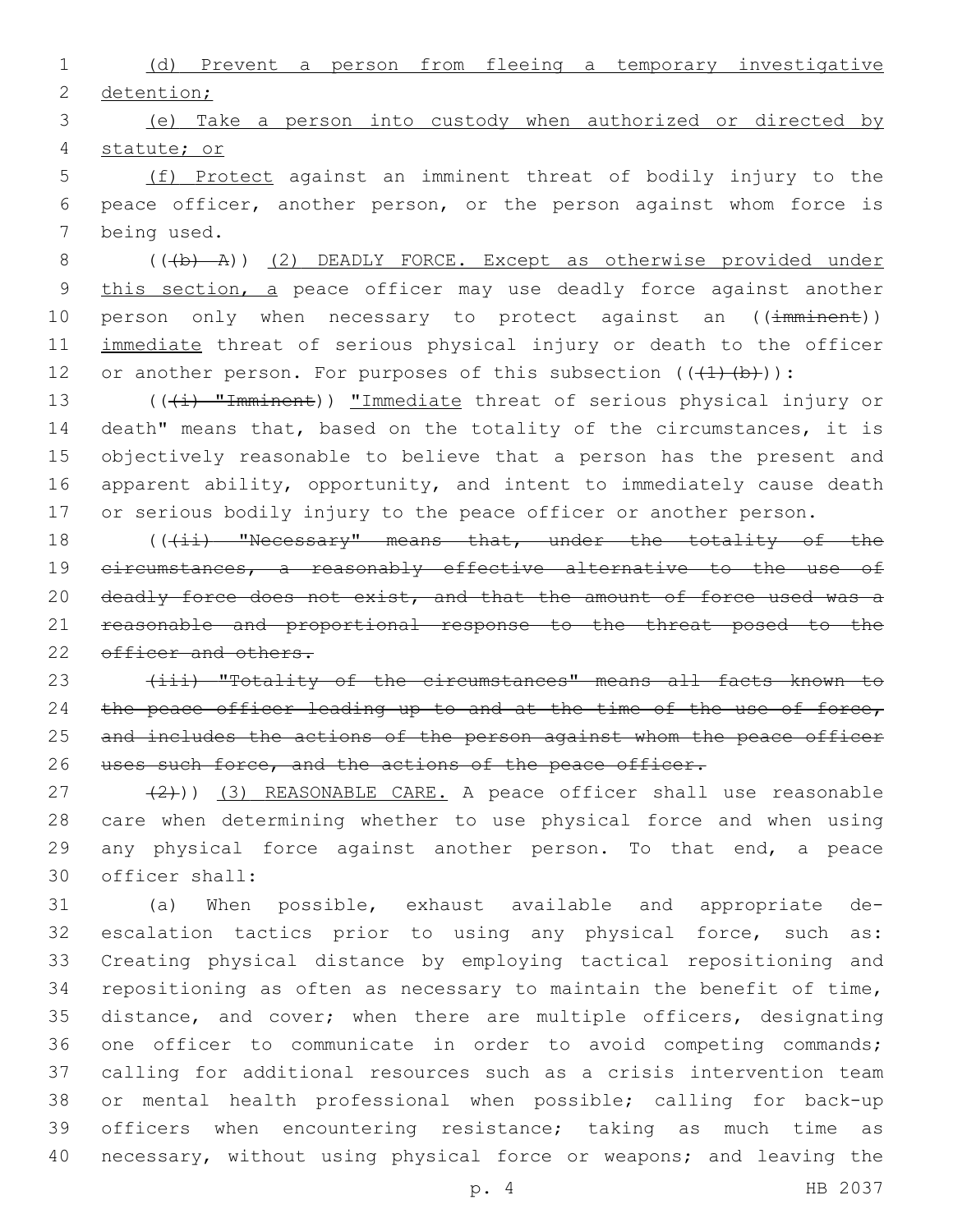(d) Prevent a person from fleeing a temporary investigative detention;

(e) Take a person into custody when authorized or directed by statute; or

(f) Protect against an imminent threat of bodily injury to the peace officer, another person, or the person against whom force is being used.

((~~(b) A~~)) (2) DEADLY FORCE. Except as otherwise provided under this section, a peace officer may use deadly force against another person only when necessary to protect against an ((~~imminent~~)) immediate threat of serious physical injury or death to the officer or another person. For purposes of this subsection ((~~(1)(b)~~)):

((~~(i) "Imminent~~)) "Immediate threat of serious physical injury or death" means that, based on the totality of the circumstances, it is objectively reasonable to believe that a person has the present and apparent ability, opportunity, and intent to immediately cause death or serious bodily injury to the peace officer or another person.

((~~(ii) "Necessary" means that, under the totality of the circumstances, a reasonably effective alternative to the use of deadly force does not exist, and that the amount of force used was a reasonable and proportional response to the threat posed to the officer and others.~~

~~(iii) "Totality of the circumstances" means all facts known to the peace officer leading up to and at the time of the use of force, and includes the actions of the person against whom the peace officer uses such force, and the actions of the peace officer.~~

~~(2)~~)) (3) REASONABLE CARE. A peace officer shall use reasonable care when determining whether to use physical force and when using any physical force against another person. To that end, a peace officer shall:

(a) When possible, exhaust available and appropriate de-escalation tactics prior to using any physical force, such as: Creating physical distance by employing tactical repositioning and repositioning as often as necessary to maintain the benefit of time, distance, and cover; when there are multiple officers, designating one officer to communicate in order to avoid competing commands; calling for additional resources such as a crisis intervention team or mental health professional when possible; calling for back-up officers when encountering resistance; taking as much time as necessary, without using physical force or weapons; and leaving the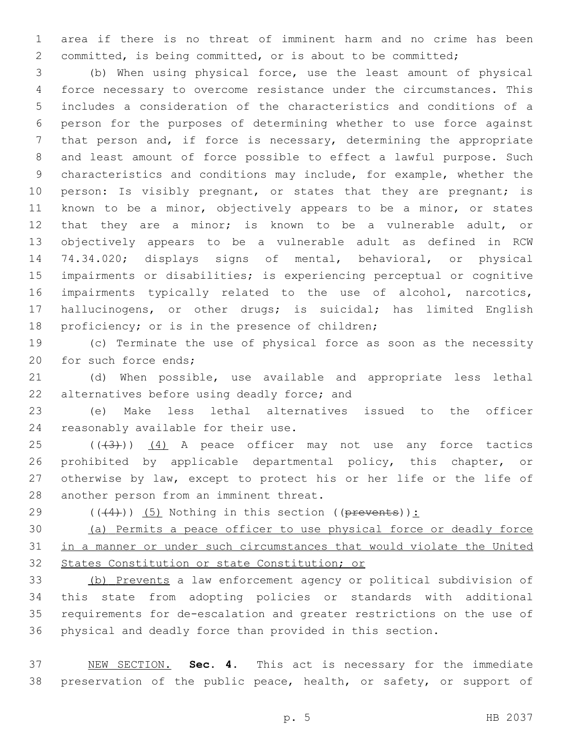area if there is no threat of imminent harm and no crime has been committed, is being committed, or is about to be committed;

(b) When using physical force, use the least amount of physical force necessary to overcome resistance under the circumstances. This includes a consideration of the characteristics and conditions of a person for the purposes of determining whether to use force against that person and, if force is necessary, determining the appropriate and least amount of force possible to effect a lawful purpose. Such characteristics and conditions may include, for example, whether the person: Is visibly pregnant, or states that they are pregnant; is known to be a minor, objectively appears to be a minor, or states that they are a minor; is known to be a vulnerable adult, or objectively appears to be a vulnerable adult as defined in RCW 74.34.020; displays signs of mental, behavioral, or physical impairments or disabilities; is experiencing perceptual or cognitive impairments typically related to the use of alcohol, narcotics, hallucinogens, or other drugs; is suicidal; has limited English proficiency; or is in the presence of children;

(c) Terminate the use of physical force as soon as the necessity for such force ends;

(d) When possible, use available and appropriate less lethal alternatives before using deadly force; and

(e) Make less lethal alternatives issued to the officer reasonably available for their use.

~~((3))~~ (4) A peace officer may not use any force tactics prohibited by applicable departmental policy, this chapter, or otherwise by law, except to protect his or her life or the life of another person from an imminent threat.

~~((4))~~ (5) Nothing in this section ~~((prevents))~~:

(a) Permits a peace officer to use physical force or deadly force in a manner or under such circumstances that would violate the United States Constitution or state Constitution; or

(b) Prevents a law enforcement agency or political subdivision of this state from adopting policies or standards with additional requirements for de-escalation and greater restrictions on the use of physical and deadly force than provided in this section.

NEW SECTION. **Sec. 4.** This act is necessary for the immediate preservation of the public peace, health, or safety, or support of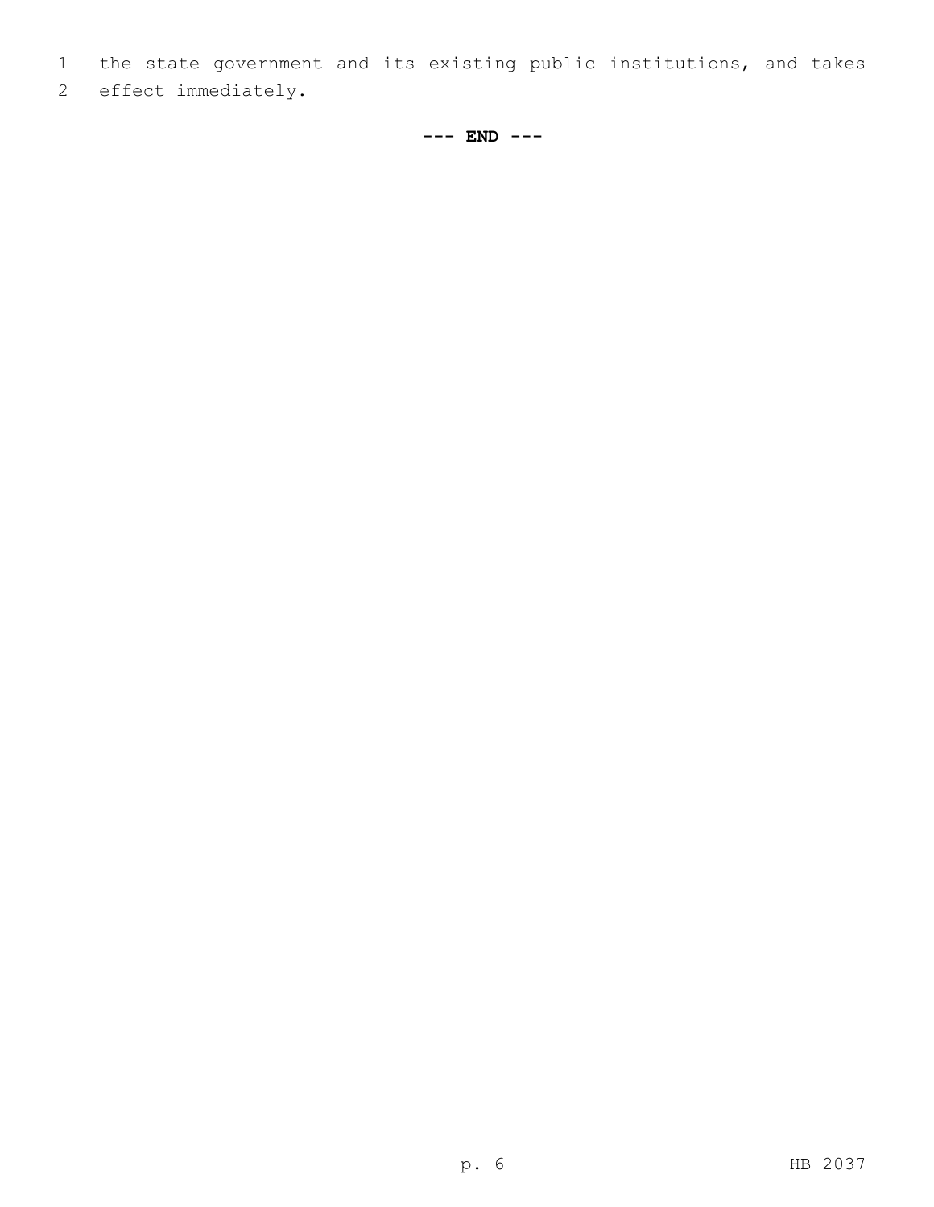the state government and its existing public institutions, and takes effect immediately.

**--- END ---**